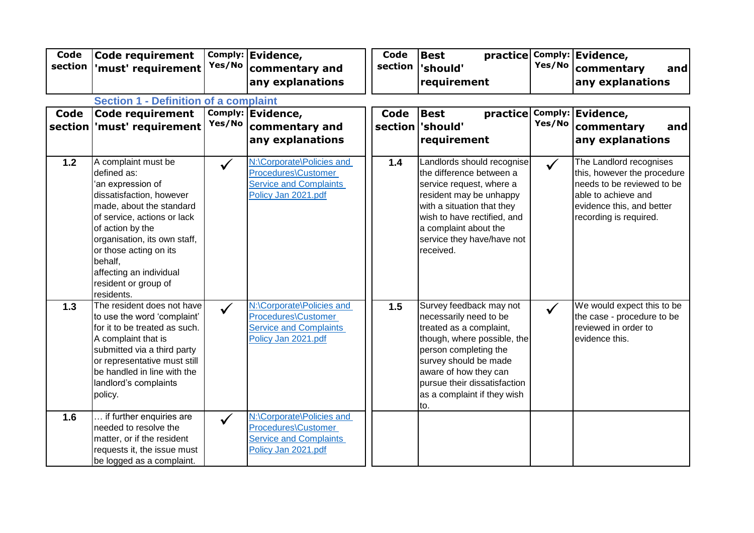| Code section | Code requirement 'must' requirement | Comply: Yes/No | Evidence, commentary and any explanations | Code section | Best practice 'should' requirement | Comply: Yes/No | Evidence, commentary and any explanations |
|---|---|---|---|---|---|---|---|

## Section 1 - Definition of a complaint

| Code section | Code requirement 'must' requirement | Comply: Yes/No | Evidence, commentary and any explanations | Code section | Best practice 'should' requirement | Comply: Yes/No | Evidence, commentary and any explanations |
|---|---|---|---|---|---|---|---|
| 1.2 | A complaint must be defined as: 'an expression of dissatisfaction, however made, about the standard of service, actions or lack of action by the organisation, its own staff, or those acting on its behalf, affecting an individual resident or group of residents. | ✓ | N:\Corporate\Policies and Procedures\Customer Service and Complaints Policy Jan 2021.pdf | 1.4 | Landlords should recognise the difference between a service request, where a resident may be unhappy with a situation that they wish to have rectified, and a complaint about the service they have/have not received. | ✓ | The Landlord recognises this, however the procedure needs to be reviewed to be able to achieve and evidence this, and better recording is required. |
| 1.3 | The resident does not have to use the word 'complaint' for it to be treated as such. A complaint that is submitted via a third party or representative must still be handled in line with the landlord's complaints policy. | ✓ | N:\Corporate\Policies and Procedures\Customer Service and Complaints Policy Jan 2021.pdf | 1.5 | Survey feedback may not necessarily need to be treated as a complaint, though, where possible, the person completing the survey should be made aware of how they can pursue their dissatisfaction as a complaint if they wish to. | ✓ | We would expect this to be the case - procedure to be reviewed in order to evidence this. |
| 1.6 | … if further enquiries are needed to resolve the matter, or if the resident requests it, the issue must be logged as a complaint. | ✓ | N:\Corporate\Policies and Procedures\Customer Service and Complaints Policy Jan 2021.pdf | | | | |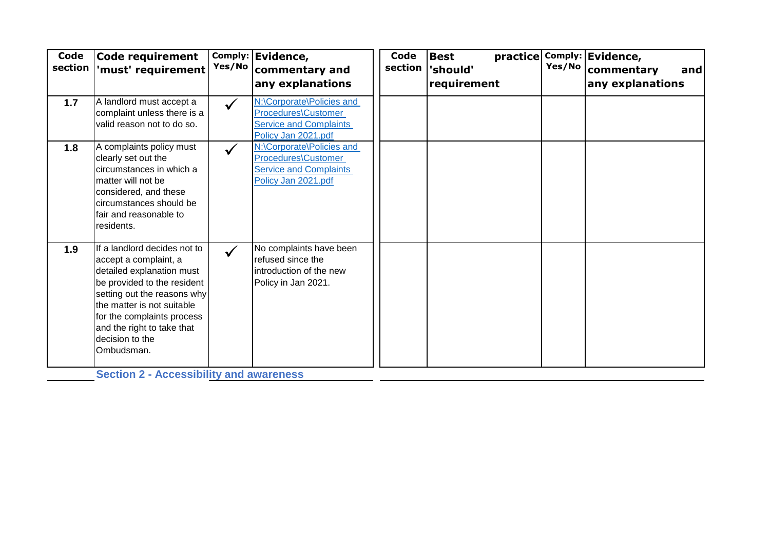| Code section | Code requirement 'must' requirement | Comply: Yes/No | Evidence, commentary and any explanations | Code section | Best practice 'should' requirement | Comply: Yes/No | Evidence, commentary and any explanations |
|---|---|---|---|---|---|---|---|
| 1.7 | A landlord must accept a complaint unless there is a valid reason not to do so. | ✓ | N:\Corporate\Policies and Procedures\Customer Service and Complaints Policy Jan 2021.pdf | | | | |
| 1.8 | A complaints policy must clearly set out the circumstances in which a matter will not be considered, and these circumstances should be fair and reasonable to residents. | ✓ | N:\Corporate\Policies and Procedures\Customer Service and Complaints Policy Jan 2021.pdf | | | | |
| 1.9 | If a landlord decides not to accept a complaint, a detailed explanation must be provided to the resident setting out the reasons why the matter is not suitable for the complaints process and the right to take that decision to the Ombudsman. | ✓ | No complaints have been refused since the introduction of the new Policy in Jan 2021. | | | | |

## Section 2 - Accessibility and awareness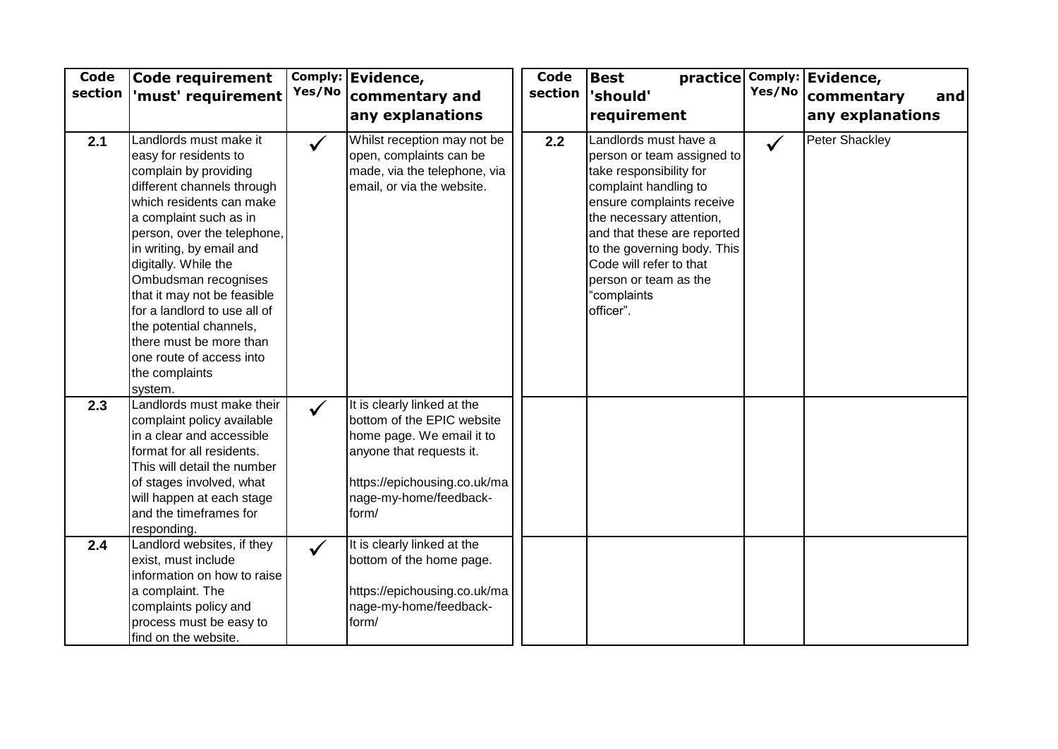| Code section | Code requirement 'must' requirement | Comply: Yes/No | Evidence, commentary and any explanations |  | Code section | Best practice 'should' requirement | Comply: Yes/No | Evidence, commentary and any explanations |
|---|---|---|---|---|---|---|---|---|
| **2.1** | Landlords must make it easy for residents to complain by providing different channels through which residents can make a complaint such as in person, over the telephone, in writing, by email and digitally. While the Ombudsman recognises that it may not be feasible for a landlord to use all of the potential channels, there must be more than one route of access into the complaints system. | ✓ | Whilst reception may not be open, complaints can be made, via the telephone, via email, or via the website. |  | **2.2** | Landlords must have a person or team assigned to take responsibility for complaint handling to ensure complaints receive the necessary attention, and that these are reported to the governing body. This Code will refer to that person or team as the "complaints officer". | ✓ | Peter Shackley |
| **2.3** | Landlords must make their complaint policy available in a clear and accessible format for all residents. This will detail the number of stages involved, what will happen at each stage and the timeframes for responding. | ✓ | It is clearly linked at the bottom of the EPIC website home page. We email it to anyone that requests it. https://epichousing.co.uk/manage-my-home/feedback-form/ |  |  |  |  |  |
| **2.4** | Landlord websites, if they exist, must include information on how to raise a complaint. The complaints policy and process must be easy to find on the website. | ✓ | It is clearly linked at the bottom of the home page. https://epichousing.co.uk/manage-my-home/feedback-form/ |  |  |  |  |  |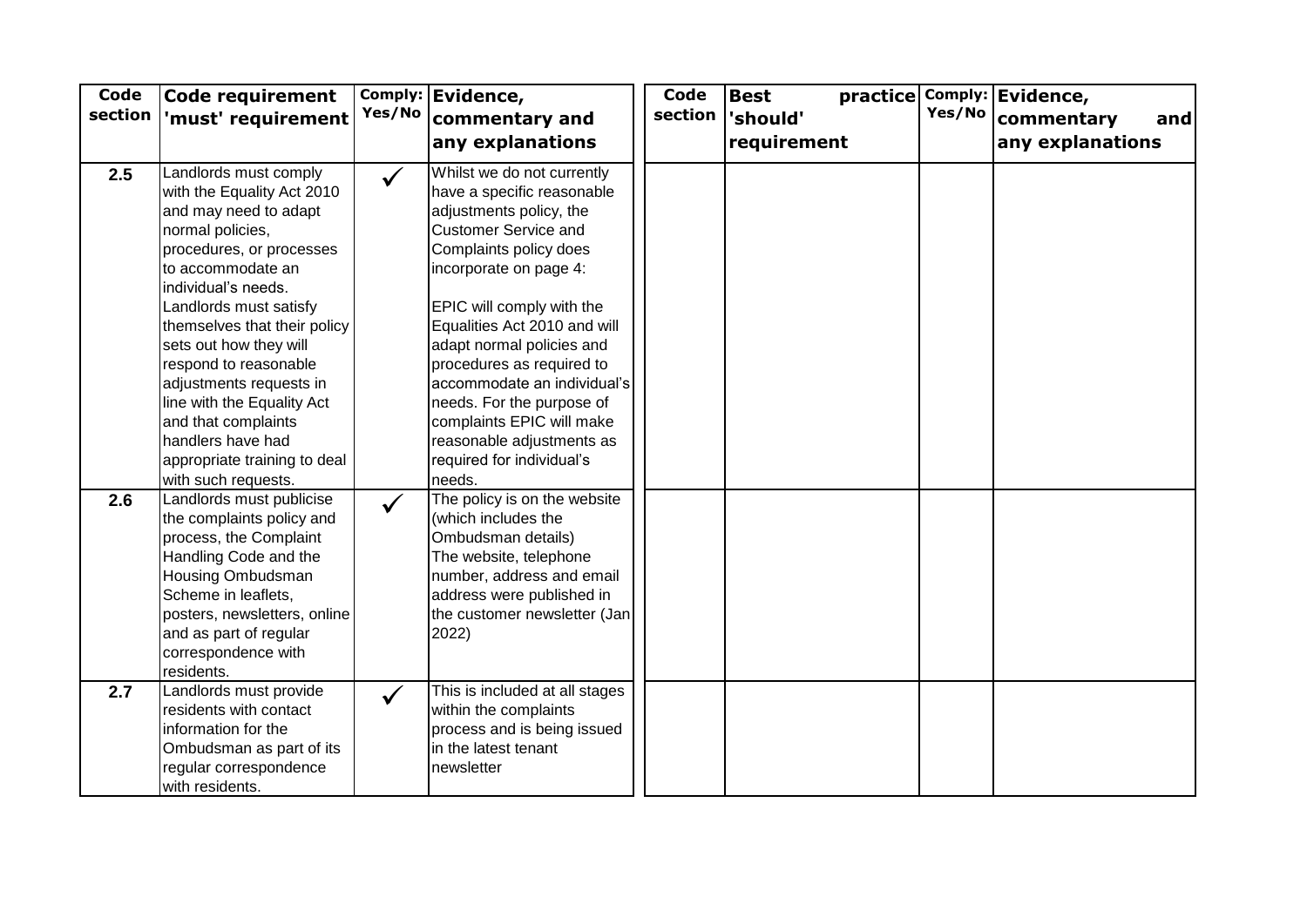| Code section | Code requirement 'must' requirement | Comply: Yes/No | Evidence, commentary and any explanations | Code section | Best practice 'should' requirement | Comply: Yes/No | Evidence, commentary and any explanations |
|---|---|---|---|---|---|---|---|
| **2.5** | Landlords must comply with the Equality Act 2010 and may need to adapt normal policies, procedures, or processes to accommodate an individual's needs. Landlords must satisfy themselves that their policy sets out how they will respond to reasonable adjustments requests in line with the Equality Act and that complaints handlers have had appropriate training to deal with such requests. | ✓ | Whilst we do not currently have a specific reasonable adjustments policy, the Customer Service and Complaints policy does incorporate on page 4: EPIC will comply with the Equalities Act 2010 and will adapt normal policies and procedures as required to accommodate an individual's needs. For the purpose of complaints EPIC will make reasonable adjustments as required for individual's needs. | | | | |
| **2.6** | Landlords must publicise the complaints policy and process, the Complaint Handling Code and the Housing Ombudsman Scheme in leaflets, posters, newsletters, online and as part of regular correspondence with residents. | ✓ | The policy is on the website (which includes the Ombudsman details) The website, telephone number, address and email address were published in the customer newsletter (Jan 2022) | | | | |
| **2.7** | Landlords must provide residents with contact information for the Ombudsman as part of its regular correspondence with residents. | ✓ | This is included at all stages within the complaints process and is being issued in the latest tenant newsletter | | | | |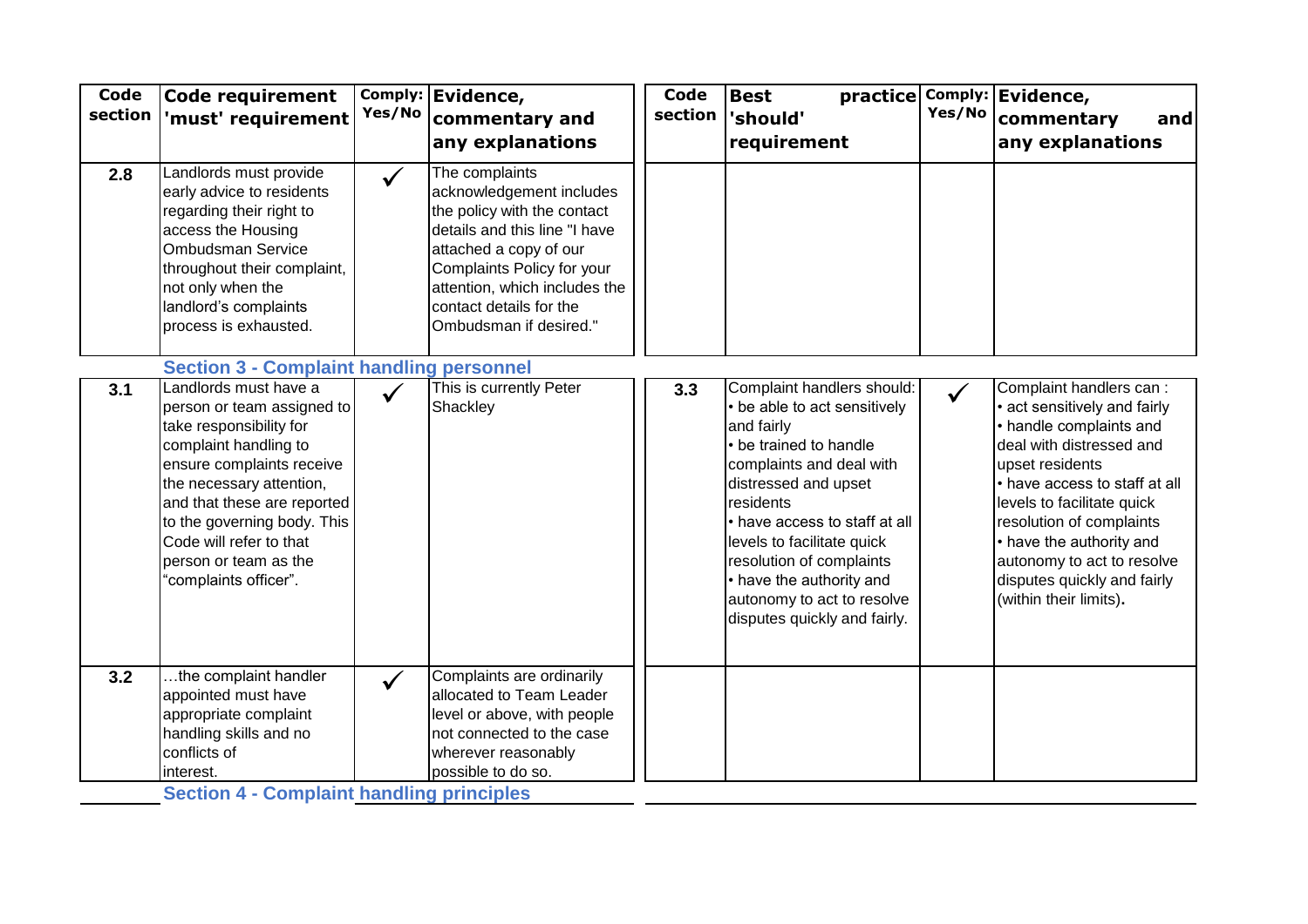| Code section | Code requirement 'must' requirement | Comply: Yes/No | Evidence, commentary and any explanations | Code section | Best practice 'should' requirement | Comply: Yes/No | Evidence, commentary and any explanations |
|---|---|---|---|---|---|---|---|
| 2.8 | Landlords must provide early advice to residents regarding their right to access the Housing Ombudsman Service throughout their complaint, not only when the landlord's complaints process is exhausted. | ✓ | The complaints acknowledgement includes the policy with the contact details and this line "I have attached a copy of our Complaints Policy for your attention, which includes the contact details for the Ombudsman if desired." | | | | |
| | **Section 3 - Complaint handling personnel** | | | | | | |
| 3.1 | Landlords must have a person or team assigned to take responsibility for complaint handling to ensure complaints receive the necessary attention, and that these are reported to the governing body. This Code will refer to that person or team as the "complaints officer". | ✓ | This is currently Peter Shackley | 3.3 | Complaint handlers should: • be able to act sensitively and fairly • be trained to handle complaints and deal with distressed and upset residents • have access to staff at all levels to facilitate quick resolution of complaints • have the authority and autonomy to act to resolve disputes quickly and fairly. | ✓ | Complaint handlers can : • act sensitively and fairly • handle complaints and deal with distressed and upset residents • have access to staff at all levels to facilitate quick resolution of complaints • have the authority and autonomy to act to resolve disputes quickly and fairly (within their limits). |
| 3.2 | …the complaint handler appointed must have appropriate complaint handling skills and no conflicts of interest. | ✓ | Complaints are ordinarily allocated to Team Leader level or above, with people not connected to the case wherever reasonably possible to do so. | | | | |
| | **Section 4 - Complaint handling principles** | | | | | | |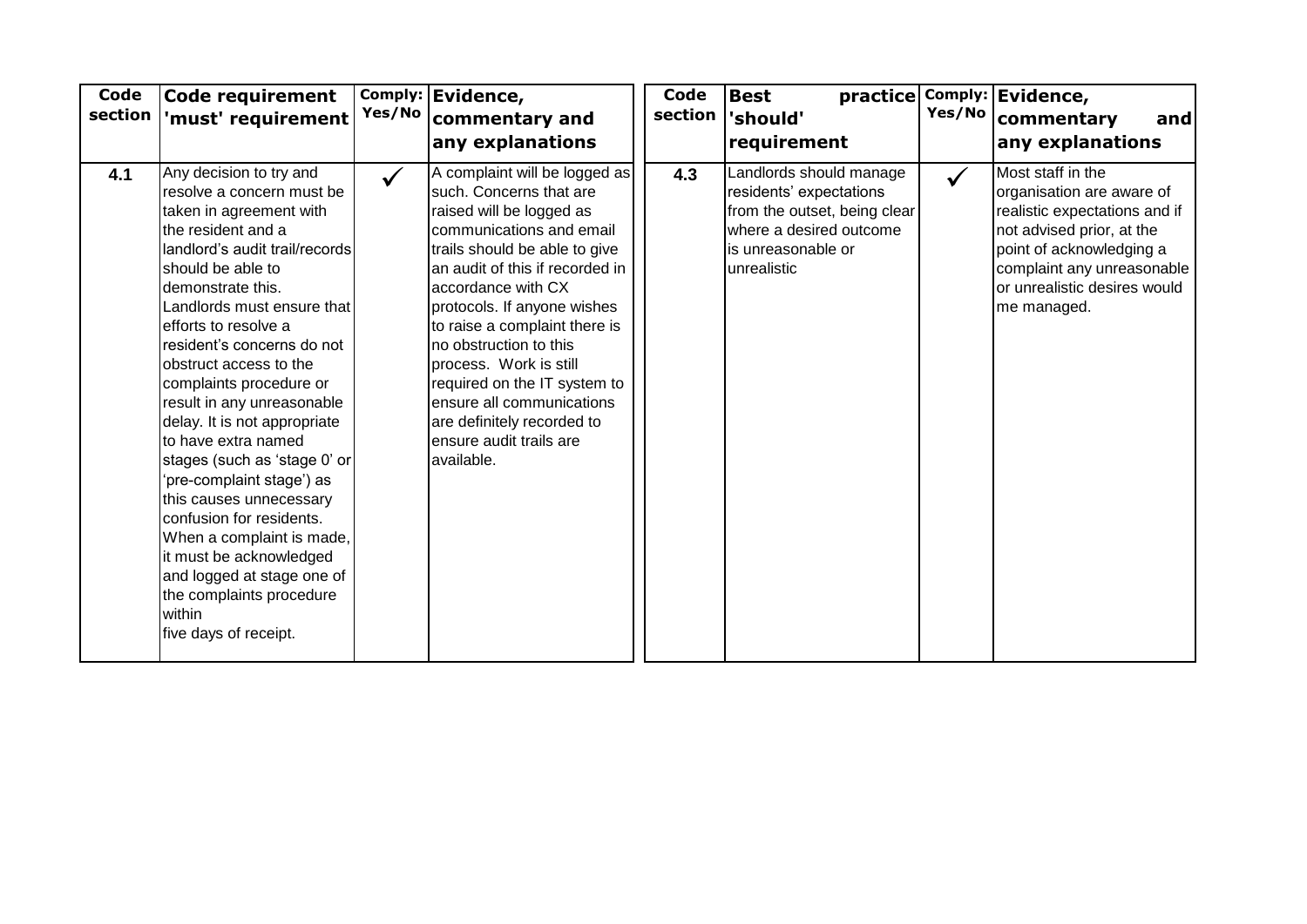| Code section | Code requirement 'must' requirement | Comply: Yes/No | Evidence, commentary and any explanations |
|---|---|---|---|
| 4.1 | Any decision to try and resolve a concern must be taken in agreement with the resident and a landlord's audit trail/records should be able to demonstrate this. Landlords must ensure that efforts to resolve a resident's concerns do not obstruct access to the complaints procedure or result in any unreasonable delay. It is not appropriate to have extra named stages (such as 'stage 0' or 'pre-complaint stage') as this causes unnecessary confusion for residents. When a complaint is made, it must be acknowledged and logged at stage one of the complaints procedure within five days of receipt. | ✓ | A complaint will be logged as such. Concerns that are raised will be logged as communications and email trails should be able to give an audit of this if recorded in accordance with CX protocols. If anyone wishes to raise a complaint there is no obstruction to this process. Work is still required on the IT system to ensure all communications are definitely recorded to ensure audit trails are available. |

| Code section | Best practice 'should' requirement | Comply: Yes/No | Evidence, commentary and any explanations |
|---|---|---|---|
| 4.3 | Landlords should manage residents' expectations from the outset, being clear where a desired outcome is unreasonable or unrealistic | ✓ | Most staff in the organisation are aware of realistic expectations and if not advised prior, at the point of acknowledging a complaint any unreasonable or unrealistic desires would me managed. |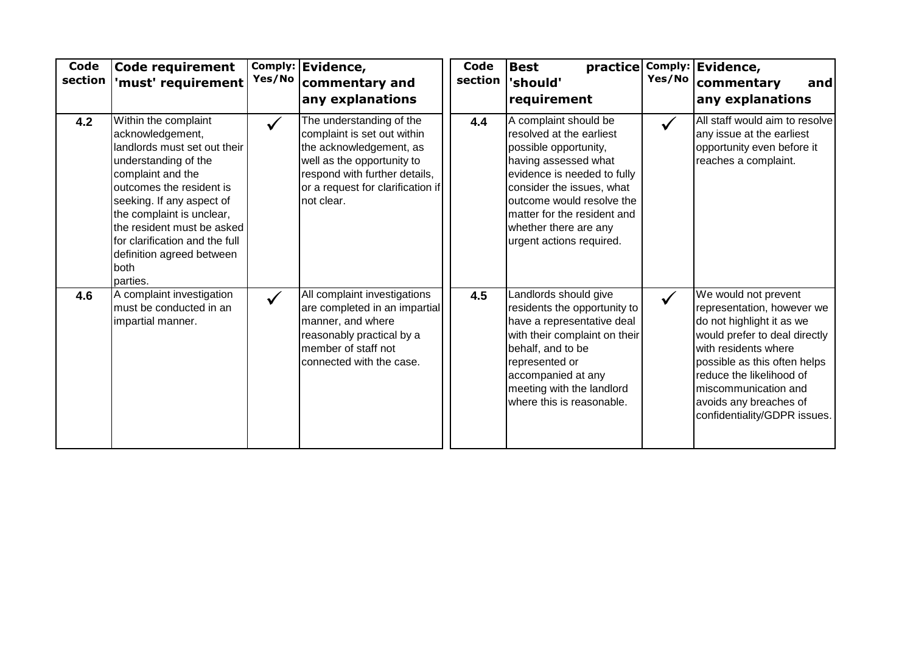| Code section | Code requirement 'must' requirement | Comply: Yes/No | Evidence, commentary and any explanations |
|---|---|---|---|
| **4.2** | Within the complaint acknowledgement, landlords must set out their understanding of the complaint and the outcomes the resident is seeking. If any aspect of the complaint is unclear, the resident must be asked for clarification and the full definition agreed between both parties. | ✓ | The understanding of the complaint is set out within the acknowledgement, as well as the opportunity to respond with further details, or a request for clarification if not clear. |
| **4.6** | A complaint investigation must be conducted in an impartial manner. | ✓ | All complaint investigations are completed in an impartial manner, and where reasonably practical by a member of staff not connected with the case. |

| Code section | Best practice 'should' requirement | Comply: Yes/No | Evidence, commentary and any explanations |
|---|---|---|---|
| **4.4** | A complaint should be resolved at the earliest possible opportunity, having assessed what evidence is needed to fully consider the issues, what outcome would resolve the matter for the resident and whether there are any urgent actions required. | ✓ | All staff would aim to resolve any issue at the earliest opportunity even before it reaches a complaint. |
| **4.5** | Landlords should give residents the opportunity to have a representative deal with their complaint on their behalf, and to be represented or accompanied at any meeting with the landlord where this is reasonable. | ✓ | We would not prevent representation, however we do not highlight it as we would prefer to deal directly with residents where possible as this often helps reduce the likelihood of miscommunication and avoids any breaches of confidentiality/GDPR issues. |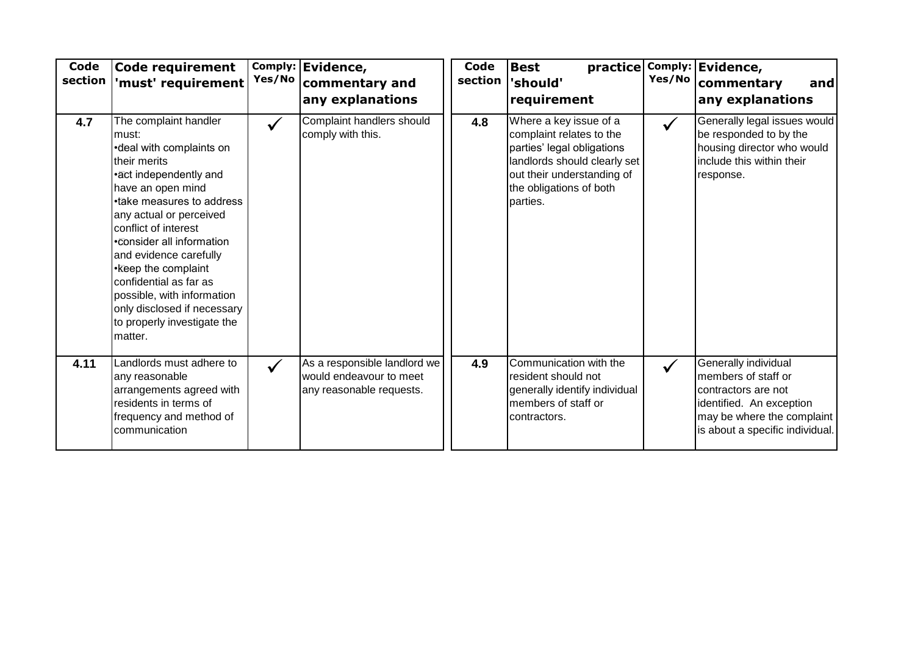| Code section | Code requirement 'must' requirement | Comply: Yes/No | Evidence, commentary and any explanations |
|---|---|---|---|
| 4.7 | The complaint handler must:<br>•deal with complaints on their merits<br>•act independently and have an open mind<br>•take measures to address any actual or perceived conflict of interest<br>•consider all information and evidence carefully<br>•keep the complaint confidential as far as possible, with information only disclosed if necessary to properly investigate the matter. | ✓ | Complaint handlers should comply with this. |
| 4.11 | Landlords must adhere to any reasonable arrangements agreed with residents in terms of frequency and method of communication | ✓ | As a responsible landlord we would endeavour to meet any reasonable requests. |

| Code section | Best practice 'should' requirement | Comply: Yes/No | Evidence, commentary and any explanations |
|---|---|---|---|
| 4.8 | Where a key issue of a complaint relates to the parties' legal obligations landlords should clearly set out their understanding of the obligations of both parties. | ✓ | Generally legal issues would be responded to by the housing director who would include this within their response. |
| 4.9 | Communication with the resident should not generally identify individual members of staff or contractors. | ✓ | Generally individual members of staff or contractors are not identified. An exception may be where the complaint is about a specific individual. |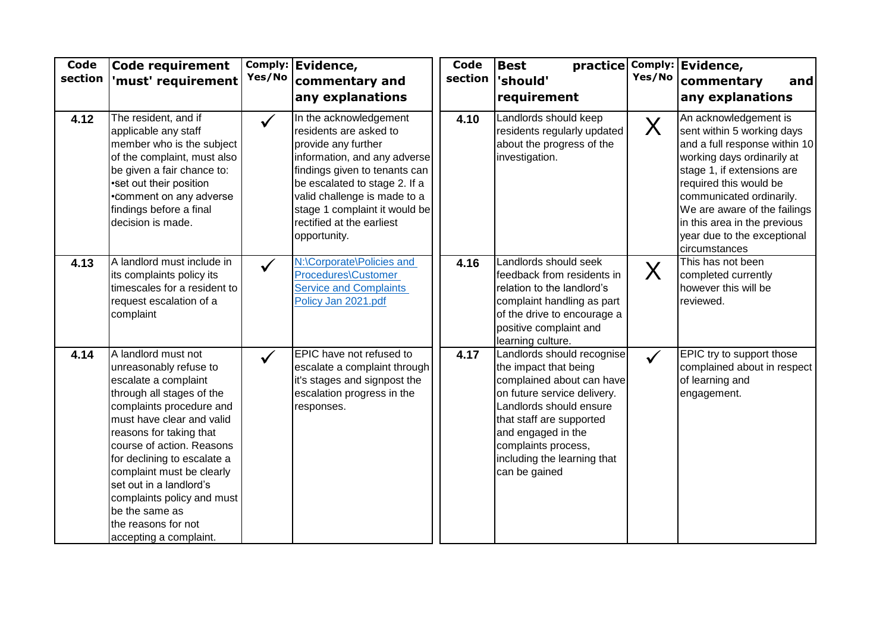| Code section | Code requirement 'must' requirement | Comply: Yes/No | Evidence, commentary and any explanations |
|---|---|---|---|
| 4.12 | The resident, and if applicable any staff member who is the subject of the complaint, must also be given a fair chance to: •set out their position •comment on any adverse findings before a final decision is made. | ✓ | In the acknowledgement residents are asked to provide any further information, and any adverse findings given to tenants can be escalated to stage 2. If a valid challenge is made to a stage 1 complaint it would be rectified at the earliest opportunity. |
| 4.13 | A landlord must include in its complaints policy its timescales for a resident to request escalation of a complaint | ✓ | N:\Corporate\Policies and Procedures\Customer Service and Complaints Policy Jan 2021.pdf |
| 4.14 | A landlord must not unreasonably refuse to escalate a complaint through all stages of the complaints procedure and must have clear and valid reasons for taking that course of action. Reasons for declining to escalate a complaint must be clearly set out in a landlord's complaints policy and must be the same as the reasons for not accepting a complaint. | ✓ | EPIC have not refused to escalate a complaint through it's stages and signpost the escalation progress in the responses. |

| Code section | Best practice 'should' requirement | Comply: Yes/No | Evidence, commentary and any explanations |
|---|---|---|---|
| 4.10 | Landlords should keep residents regularly updated about the progress of the investigation. | X | An acknowledgement is sent within 5 working days and a full response within 10 working days ordinarily at stage 1, if extensions are required this would be communicated ordinarily. We are aware of the failings in this area in the previous year due to the exceptional circumstances |
| 4.16 | Landlords should seek feedback from residents in relation to the landlord's complaint handling as part of the drive to encourage a positive complaint and learning culture. | X | This has not been completed currently however this will be reviewed. |
| 4.17 | Landlords should recognise the impact that being complained about can have on future service delivery. Landlords should ensure that staff are supported and engaged in the complaints process, including the learning that can be gained | ✓ | EPIC try to support those complained about in respect of learning and engagement. |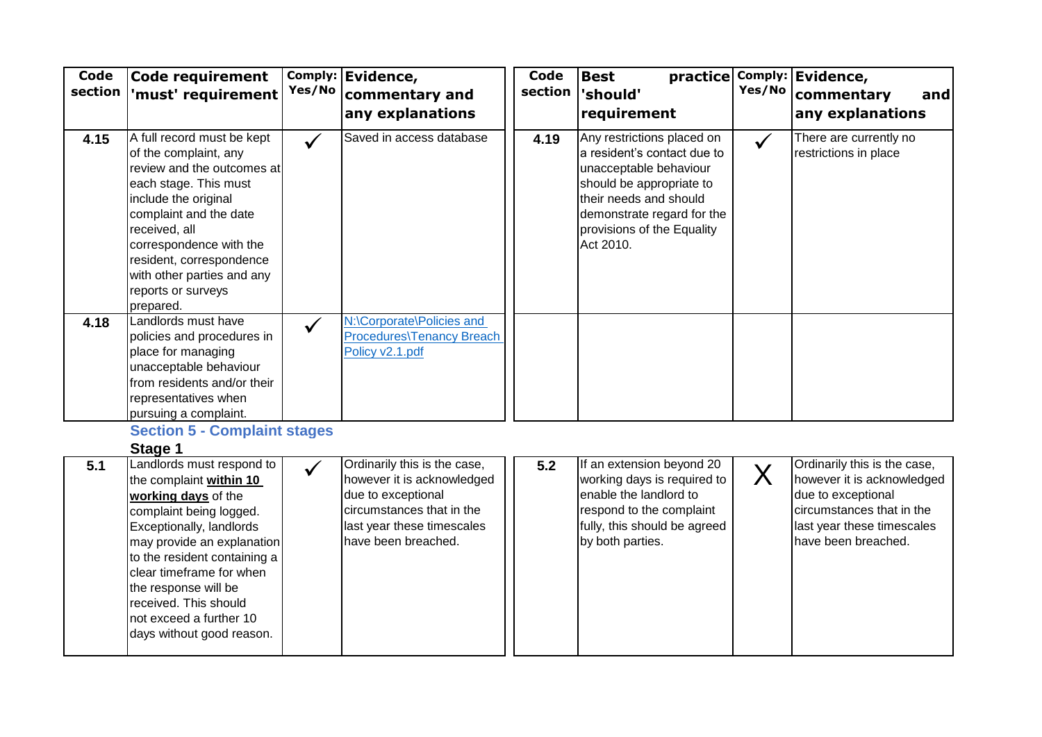| Code section | Code requirement 'must' requirement | Comply: Yes/No | Evidence, commentary and any explanations | Code section | Best practice 'should' requirement | Comply: Yes/No | Evidence, commentary and any explanations |
|---|---|---|---|---|---|---|---|
| **4.15** | A full record must be kept of the complaint, any review and the outcomes at each stage. This must include the original complaint and the date received, all correspondence with the resident, correspondence with other parties and any reports or surveys prepared. | ✓ | Saved in access database | **4.19** | Any restrictions placed on a resident's contact due to unacceptable behaviour should be appropriate to their needs and should demonstrate regard for the provisions of the Equality Act 2010. | ✓ | There are currently no restrictions in place |
| **4.18** | Landlords must have policies and procedures in place for managing unacceptable behaviour from residents and/or their representatives when pursuing a complaint. | ✓ | N:\Corporate\Policies and Procedures\Tenancy Breach Policy v2.1.pdf | | | | |

## Section 5 - Complaint stages

### Stage 1

| Code section | Code requirement 'must' requirement | Comply: Yes/No | Evidence, commentary and any explanations | Code section | Best practice 'should' requirement | Comply: Yes/No | Evidence, commentary and any explanations |
|---|---|---|---|---|---|---|---|
| **5.1** | Landlords must respond to the complaint **within 10 working days** of the complaint being logged. Exceptionally, landlords may provide an explanation to the resident containing a clear timeframe for when the response will be received. This should not exceed a further 10 days without good reason. | ✓ | Ordinarily this is the case, however it is acknowledged due to exceptional circumstances that in the last year these timescales have been breached. | **5.2** | If an extension beyond 20 working days is required to enable the landlord to respond to the complaint fully, this should be agreed by both parties. | X | Ordinarily this is the case, however it is acknowledged due to exceptional circumstances that in the last year these timescales have been breached. |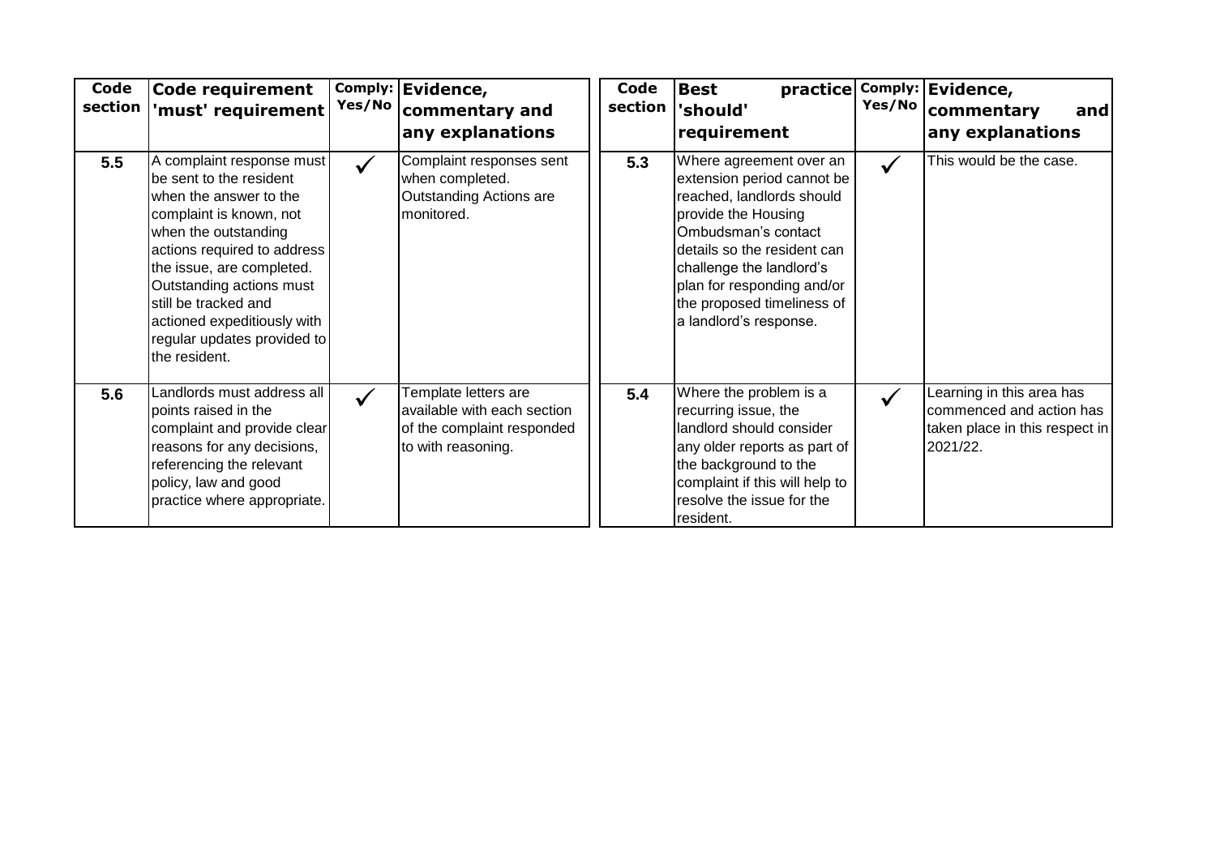| Code section | Code requirement 'must' requirement | Comply: Yes/No | Evidence, commentary and any explanations |
|---|---|---|---|
| 5.5 | A complaint response must be sent to the resident when the answer to the complaint is known, not when the outstanding actions required to address the issue, are completed. Outstanding actions must still be tracked and actioned expeditiously with regular updates provided to the resident. | ✓ | Complaint responses sent when completed. Outstanding Actions are monitored. |
| 5.6 | Landlords must address all points raised in the complaint and provide clear reasons for any decisions, referencing the relevant policy, law and good practice where appropriate. | ✓ | Template letters are available with each section of the complaint responded to with reasoning. |

| Code section | Best practice 'should' requirement | Comply: Yes/No | Evidence, commentary and any explanations |
|---|---|---|---|
| 5.3 | Where agreement over an extension period cannot be reached, landlords should provide the Housing Ombudsman's contact details so the resident can challenge the landlord's plan for responding and/or the proposed timeliness of a landlord's response. | ✓ | This would be the case. |
| 5.4 | Where the problem is a recurring issue, the landlord should consider any older reports as part of the background to the complaint if this will help to resolve the issue for the resident. | ✓ | Learning in this area has commenced and action has taken place in this respect in 2021/22. |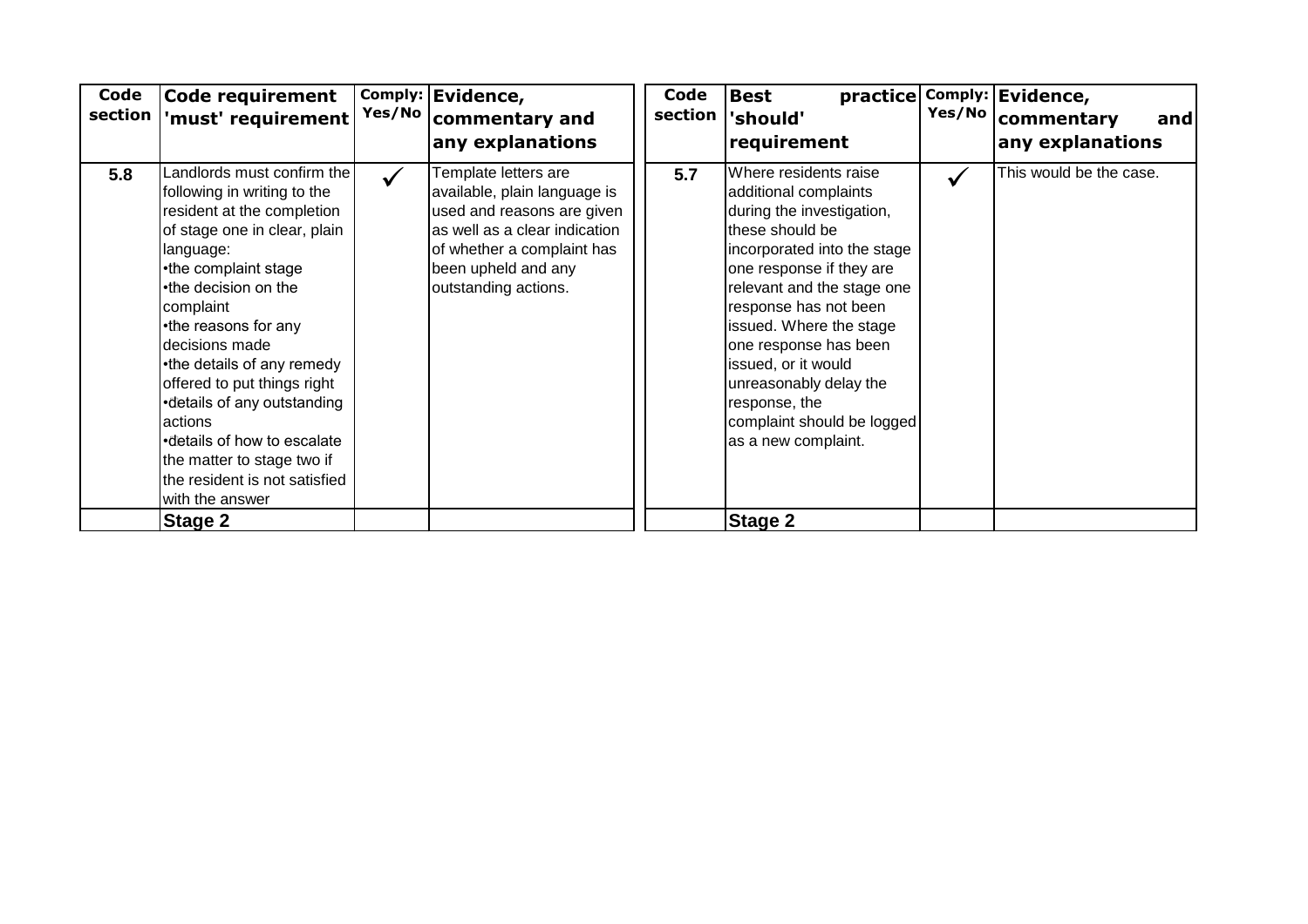| Code section | Code requirement 'must' requirement | Comply: Yes/No | Evidence, commentary and any explanations |
|---|---|---|---|
| **5.8** | Landlords must confirm the following in writing to the resident at the completion of stage one in clear, plain language:<br>•the complaint stage<br>•the decision on the complaint<br>•the reasons for any decisions made<br>•the details of any remedy offered to put things right<br>•details of any outstanding actions<br>•details of how to escalate the matter to stage two if the resident is not satisfied with the answer | ✓ | Template letters are available, plain language is used and reasons are given as well as a clear indication of whether a complaint has been upheld and any outstanding actions. |
| | **Stage 2** | | |

| Code section | Best practice 'should' requirement | Comply: Yes/No | Evidence, commentary and any explanations |
|---|---|---|---|
| **5.7** | Where residents raise additional complaints during the investigation, these should be incorporated into the stage one response if they are relevant and the stage one response has not been issued. Where the stage one response has been issued, or it would unreasonably delay the response, the complaint should be logged as a new complaint. | ✓ | This would be the case. |
| | **Stage 2** | | |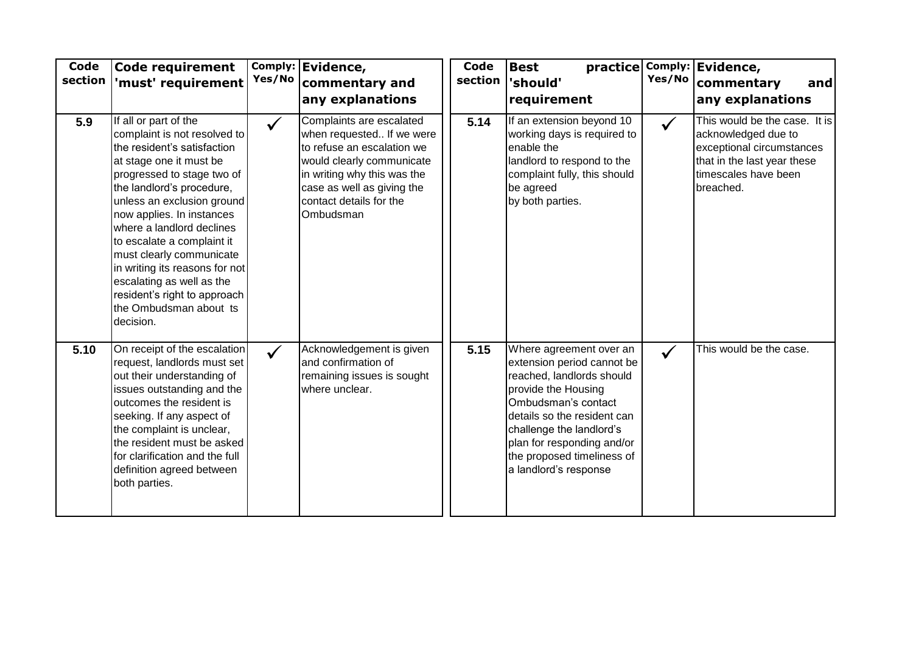| Code section | Code requirement 'must' requirement | Comply: Yes/No | Evidence, commentary and any explanations |
|---|---|---|---|
| 5.9 | If all or part of the complaint is not resolved to the resident's satisfaction at stage one it must be progressed to stage two of the landlord's procedure, unless an exclusion ground now applies. In instances where a landlord declines to escalate a complaint it must clearly communicate in writing its reasons for not escalating as well as the resident's right to approach the Ombudsman about ts decision. | ✓ | Complaints are escalated when requested.. If we were to refuse an escalation we would clearly communicate in writing why this was the case as well as giving the contact details for the Ombudsman |
| 5.10 | On receipt of the escalation request, landlords must set out their understanding of issues outstanding and the outcomes the resident is seeking. If any aspect of the complaint is unclear, the resident must be asked for clarification and the full definition agreed between both parties. | ✓ | Acknowledgement is given and confirmation of remaining issues is sought where unclear. |

| Code section | Best practice 'should' requirement | Comply: Yes/No | Evidence, commentary and any explanations |
|---|---|---|---|
| 5.14 | If an extension beyond 10 working days is required to enable the landlord to respond to the complaint fully, this should be agreed by both parties. | ✓ | This would be the case. It is acknowledged due to exceptional circumstances that in the last year these timescales have been breached. |
| 5.15 | Where agreement over an extension period cannot be reached, landlords should provide the Housing Ombudsman's contact details so the resident can challenge the landlord's plan for responding and/or the proposed timeliness of a landlord's response | ✓ | This would be the case. |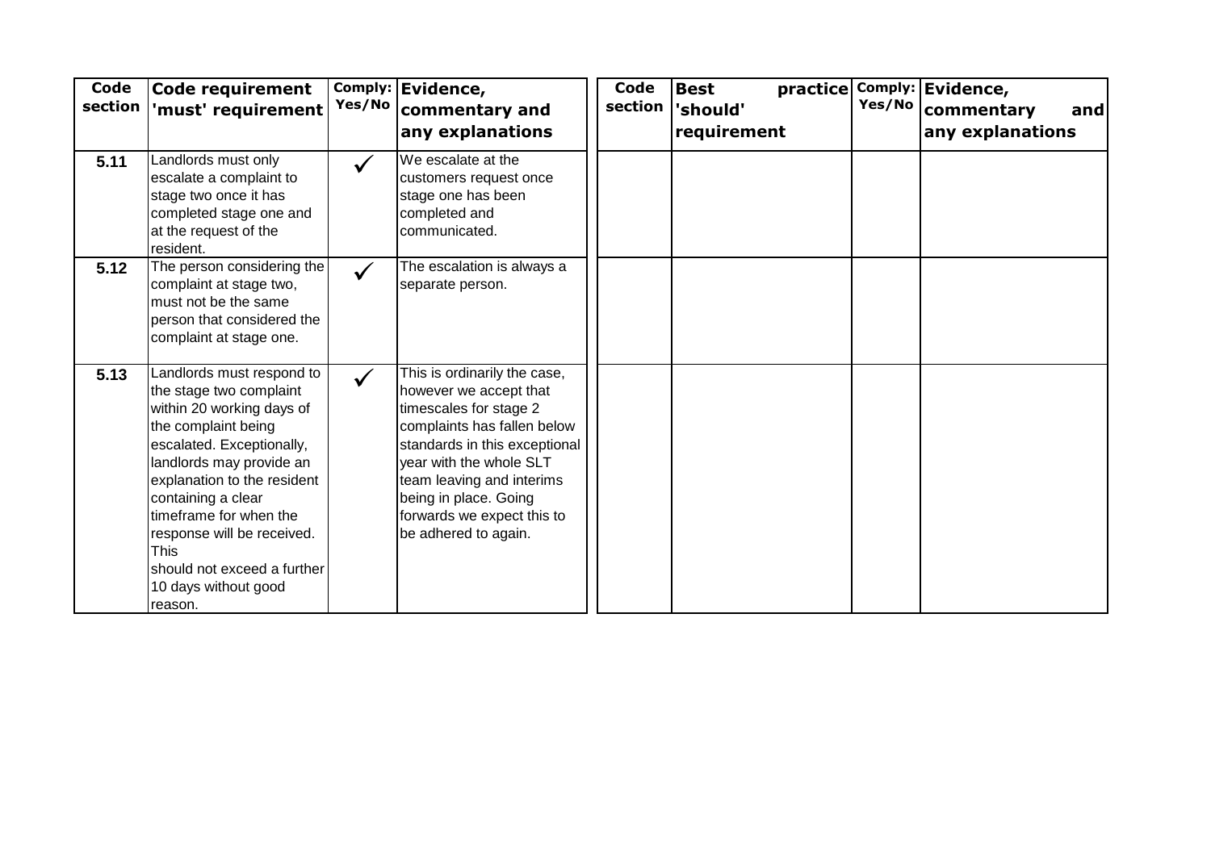| Code section | Code requirement 'must' requirement | Comply: Yes/No | Evidence, commentary and any explanations | Code section | Best practice 'should' requirement | Comply: Yes/No | Evidence, commentary and any explanations |
|---|---|---|---|---|---|---|---|
| **5.11** | Landlords must only escalate a complaint to stage two once it has completed stage one and at the request of the resident. | ✓ | We escalate at the customers request once stage one has been completed and communicated. | | | | |
| **5.12** | The person considering the complaint at stage two, must not be the same person that considered the complaint at stage one. | ✓ | The escalation is always a separate person. | | | | |
| **5.13** | Landlords must respond to the stage two complaint within 20 working days of the complaint being escalated. Exceptionally, landlords may provide an explanation to the resident containing a clear timeframe for when the response will be received. This should not exceed a further 10 days without good reason. | ✓ | This is ordinarily the case, however we accept that timescales for stage 2 complaints has fallen below standards in this exceptional year with the whole SLT team leaving and interims being in place. Going forwards we expect this to be adhered to again. | | | | |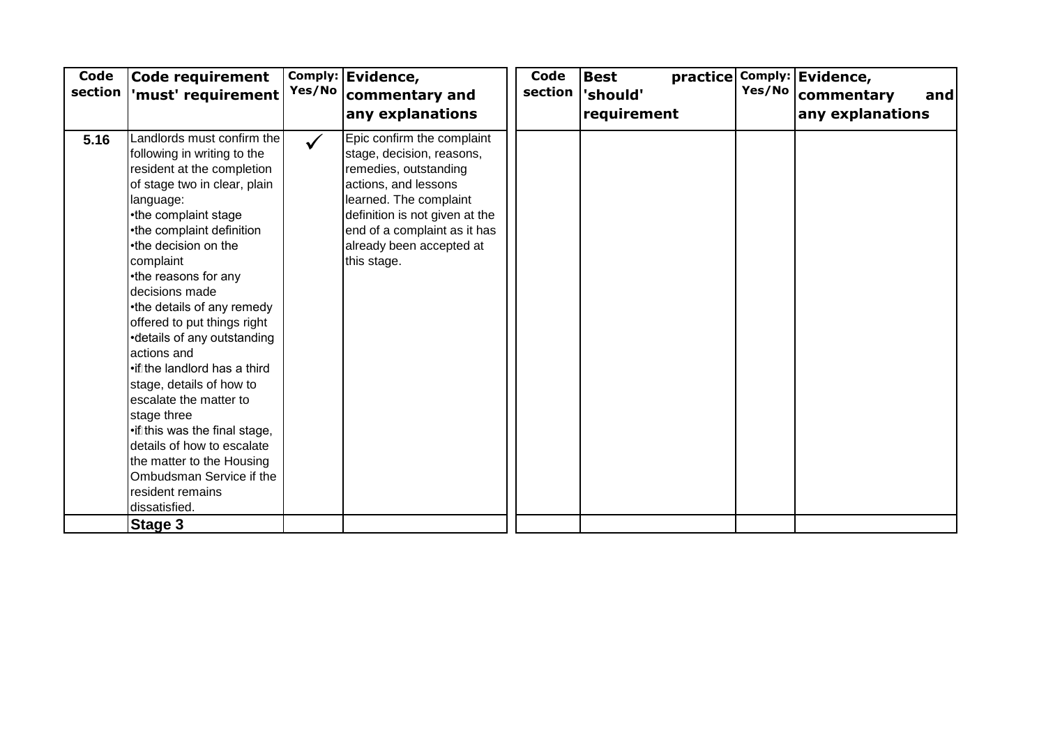| Code section | Code requirement 'must' requirement | Comply: Yes/No | Evidence, commentary and any explanations | Code section | Best practice 'should' requirement | Comply: Yes/No | Evidence, commentary and any explanations |
|---|---|---|---|---|---|---|---|
| 5.16 | Landlords must confirm the following in writing to the resident at the completion of stage two in clear, plain language: •the complaint stage •the complaint definition •the decision on the complaint •the reasons for any decisions made •the details of any remedy offered to put things right •details of any outstanding actions and •if the landlord has a third stage, details of how to escalate the matter to stage three •if this was the final stage, details of how to escalate the matter to the Housing Ombudsman Service if the resident remains dissatisfied. | ✓ | Epic confirm the complaint stage, decision, reasons, remedies, outstanding actions, and lessons learned. The complaint definition is not given at the end of a complaint as it has already been accepted at this stage. | | | | |
| | **Stage 3** | | | | | | |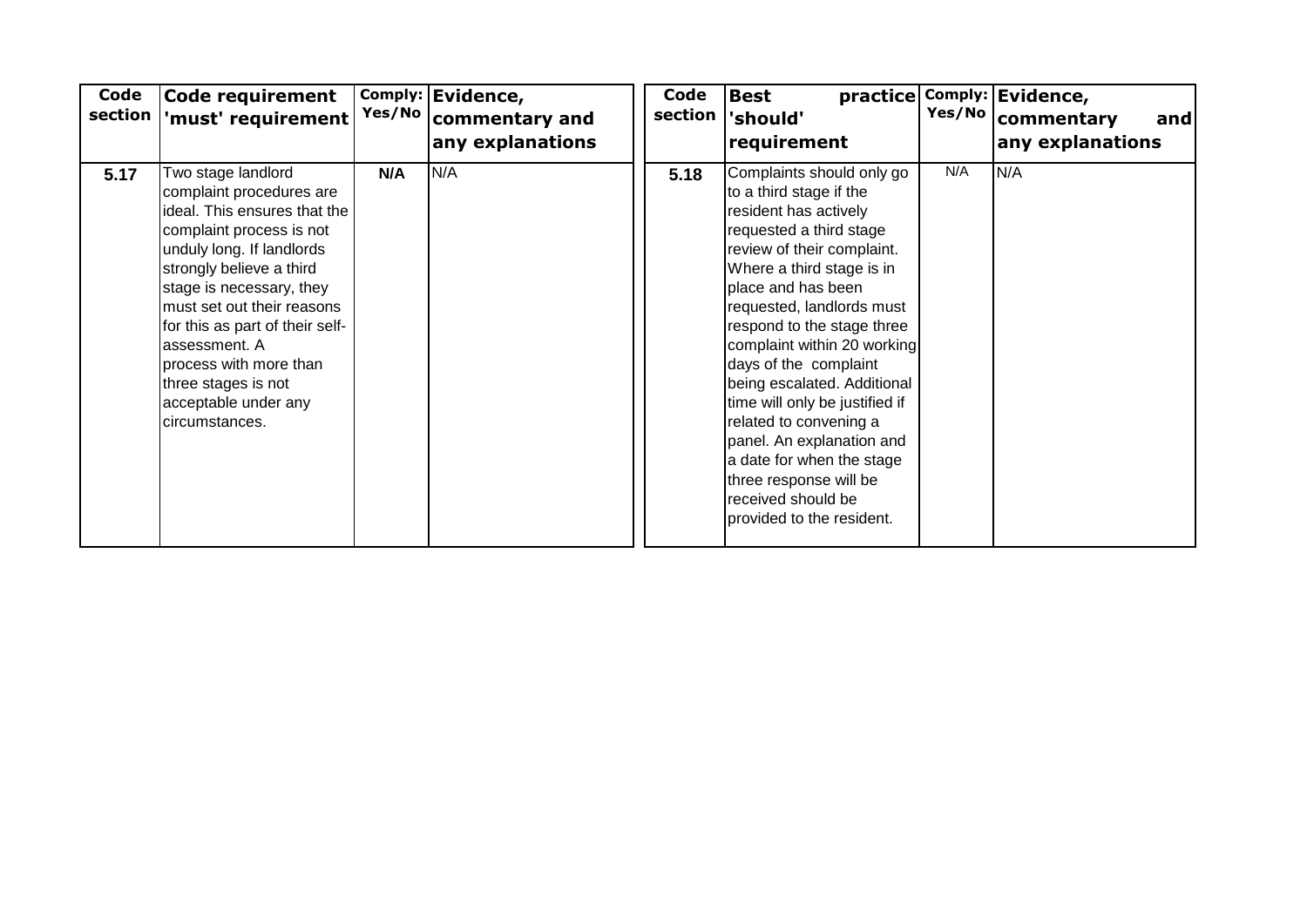| Code section | Code requirement 'must' requirement | Comply: Yes/No | Evidence, commentary and any explanations |
|---|---|---|---|
| 5.17 | Two stage landlord complaint procedures are ideal. This ensures that the complaint process is not unduly long. If landlords strongly believe a third stage is necessary, they must set out their reasons for this as part of their self-assessment. A process with more than three stages is not acceptable under any circumstances. | N/A | N/A |

| Code section | Best practice 'should' requirement | Comply: Yes/No | Evidence, commentary and any explanations |
|---|---|---|---|
| 5.18 | Complaints should only go to a third stage if the resident has actively requested a third stage review of their complaint. Where a third stage is in place and has been requested, landlords must respond to the stage three complaint within 20 working days of the complaint being escalated. Additional time will only be justified if related to convening a panel. An explanation and a date for when the stage three response will be received should be provided to the resident. | N/A | N/A |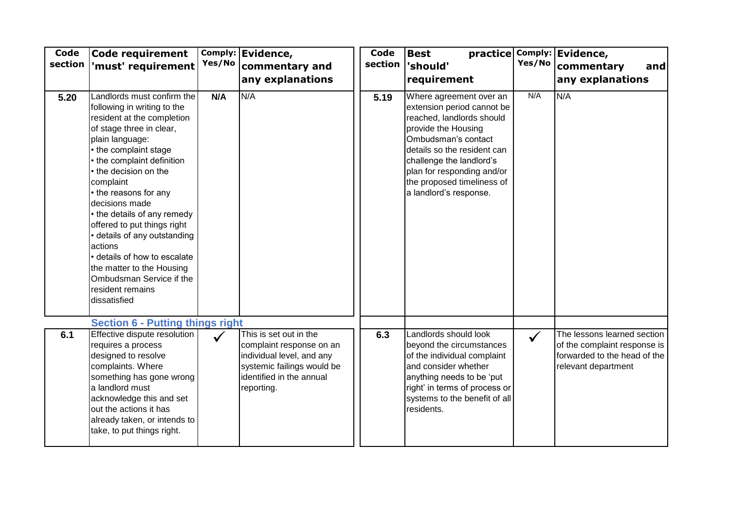| Code section | Code requirement 'must' requirement | Comply: Yes/No | Evidence, commentary and any explanations | Code section | Best practice 'should' requirement | Comply: Yes/No | Evidence, commentary and any explanations |
|---|---|---|---|---|---|---|---|
| 5.20 | Landlords must confirm the following in writing to the resident at the completion of stage three in clear, plain language: • the complaint stage • the complaint definition • the decision on the complaint • the reasons for any decisions made • the details of any remedy offered to put things right • details of any outstanding actions • details of how to escalate the matter to the Housing Ombudsman Service if the resident remains dissatisfied | N/A | N/A | 5.19 | Where agreement over an extension period cannot be reached, landlords should provide the Housing Ombudsman's contact details so the resident can challenge the landlord's plan for responding and/or the proposed timeliness of a landlord's response. | N/A | N/A |
| | **Section 6 - Putting things right** | | | | | | |
| 6.1 | Effective dispute resolution requires a process designed to resolve complaints. Where something has gone wrong a landlord must acknowledge this and set out the actions it has already taken, or intends to take, to put things right. | ✓ | This is set out in the complaint response on an individual level, and any systemic failings would be identified in the annual reporting. | 6.3 | Landlords should look beyond the circumstances of the individual complaint and consider whether anything needs to be 'put right' in terms of process or systems to the benefit of all residents. | ✓ | The lessons learned section of the complaint response is forwarded to the head of the relevant department |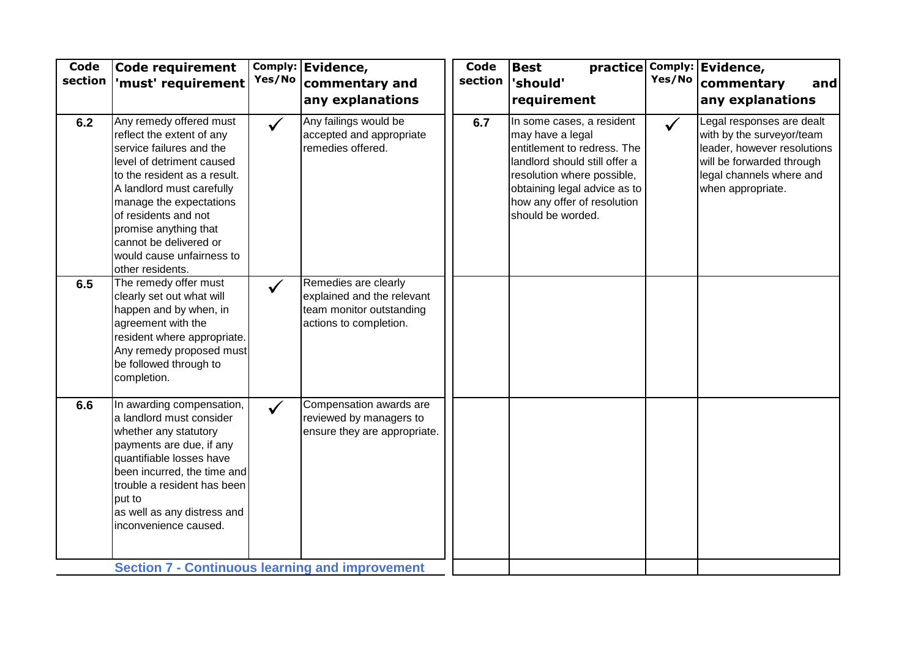| Code section | Code requirement 'must' requirement | Comply: Yes/No | Evidence, commentary and any explanations | Code section | Best practice 'should' requirement | Comply: Yes/No | Evidence, commentary and any explanations |
|---|---|---|---|---|---|---|---|
| 6.2 | Any remedy offered must reflect the extent of any service failures and the level of detriment caused to the resident as a result. A landlord must carefully manage the expectations of residents and not promise anything that cannot be delivered or would cause unfairness to other residents. | ✓ | Any failings would be accepted and appropriate remedies offered. | 6.7 | In some cases, a resident may have a legal entitlement to redress. The landlord should still offer a resolution where possible, obtaining legal advice as to how any offer of resolution should be worded. | ✓ | Legal responses are dealt with by the surveyor/team leader, however resolutions will be forwarded through legal channels where and when appropriate. |
| 6.5 | The remedy offer must clearly set out what will happen and by when, in agreement with the resident where appropriate. Any remedy proposed must be followed through to completion. | ✓ | Remedies are clearly explained and the relevant team monitor outstanding actions to completion. | | | | |
| 6.6 | In awarding compensation, a landlord must consider whether any statutory payments are due, if any quantifiable losses have been incurred, the time and trouble a resident has been put to as well as any distress and inconvenience caused. | ✓ | Compensation awards are reviewed by managers to ensure they are appropriate. | | | | |

## Section 7 - Continuous learning and improvement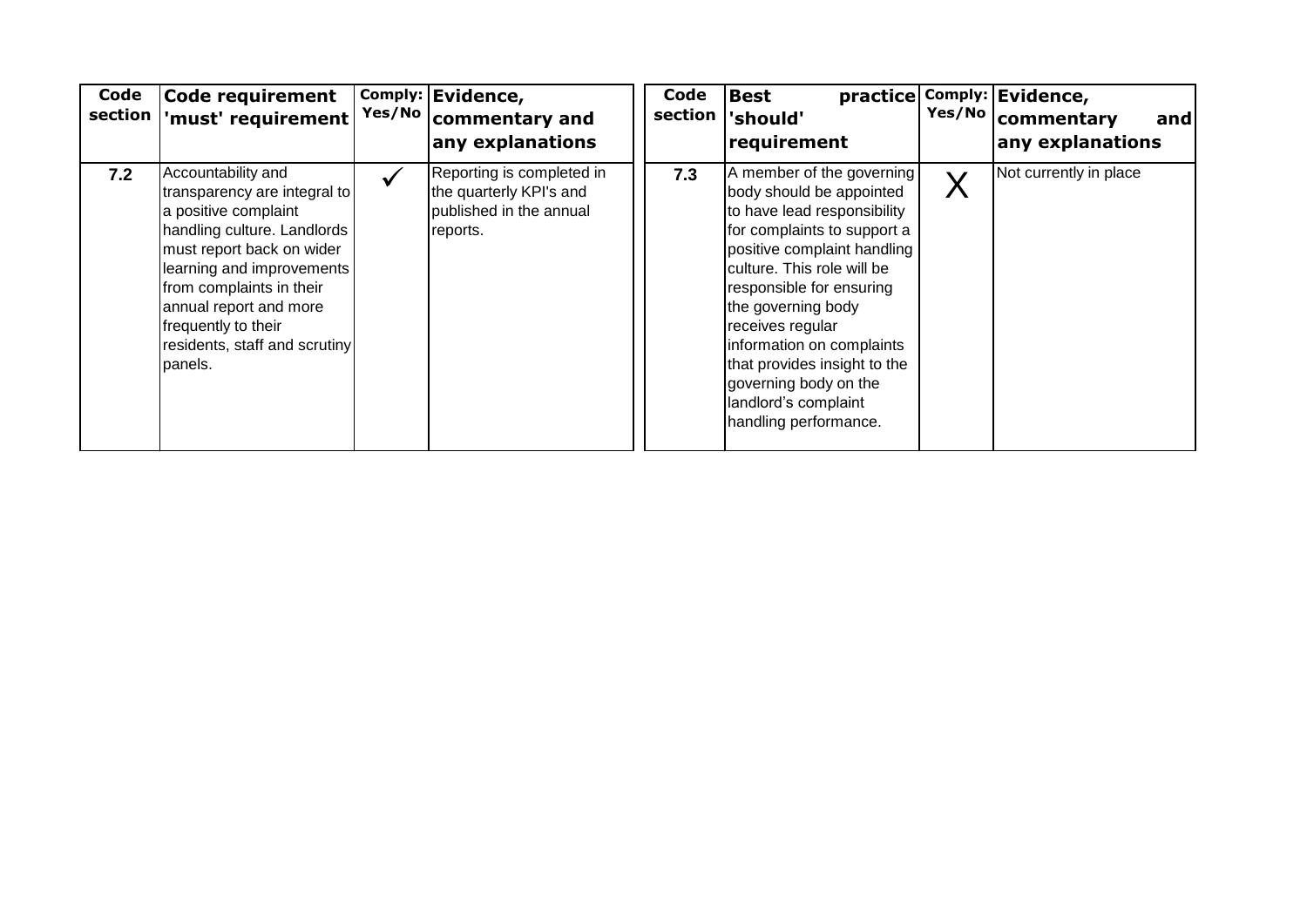| Code section | Code requirement 'must' requirement | Comply: Yes/No | Evidence, commentary and any explanations |
|---|---|---|---|
| 7.2 | Accountability and transparency are integral to a positive complaint handling culture. Landlords must report back on wider learning and improvements from complaints in their annual report and more frequently to their residents, staff and scrutiny panels. | ✓ | Reporting is completed in the quarterly KPI's and published in the annual reports. |

| Code section | Best practice 'should' requirement | Comply: Yes/No | Evidence, commentary and any explanations |
|---|---|---|---|
| 7.3 | A member of the governing body should be appointed to have lead responsibility for complaints to support a positive complaint handling culture. This role will be responsible for ensuring the governing body receives regular information on complaints that provides insight to the governing body on the landlord's complaint handling performance. | X | Not currently in place |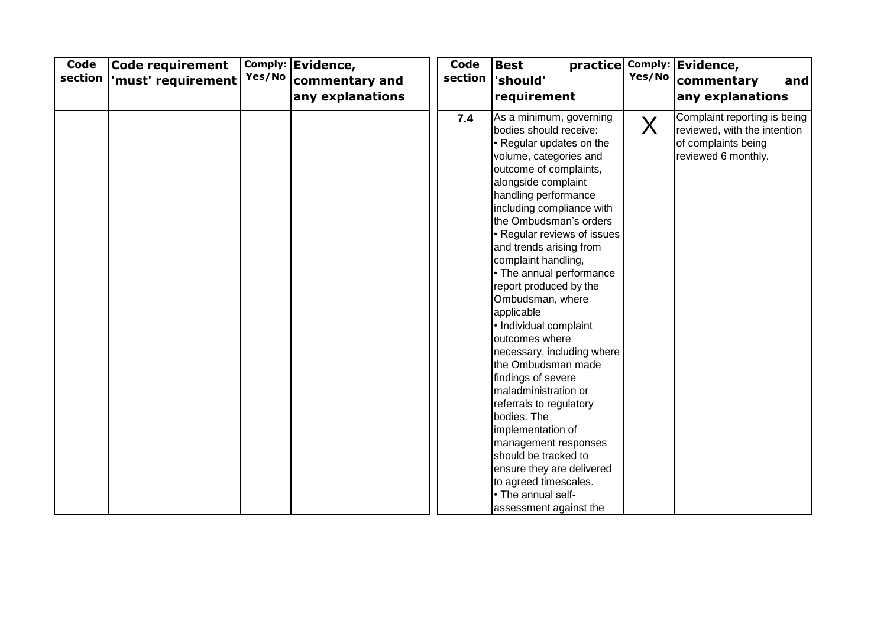| Code section | Code requirement 'must' requirement | Comply: Yes/No | Evidence, commentary and any explanations | | Code section | Best practice 'should' requirement | Comply: Yes/No | Evidence, commentary and any explanations |
|---|---|---|---|---|---|---|---|---|
| | | | | | 7.4 | As a minimum, governing bodies should receive:<br>• Regular updates on the volume, categories and outcome of complaints, alongside complaint handling performance including compliance with the Ombudsman's orders<br>• Regular reviews of issues and trends arising from complaint handling,<br>• The annual performance report produced by the Ombudsman, where applicable<br>• Individual complaint outcomes where necessary, including where the Ombudsman made findings of severe maladministration or referrals to regulatory bodies. The implementation of management responses should be tracked to ensure they are delivered to agreed timescales.<br>• The annual self-assessment against the | X | Complaint reporting is being reviewed, with the intention of complaints being reviewed 6 monthly. |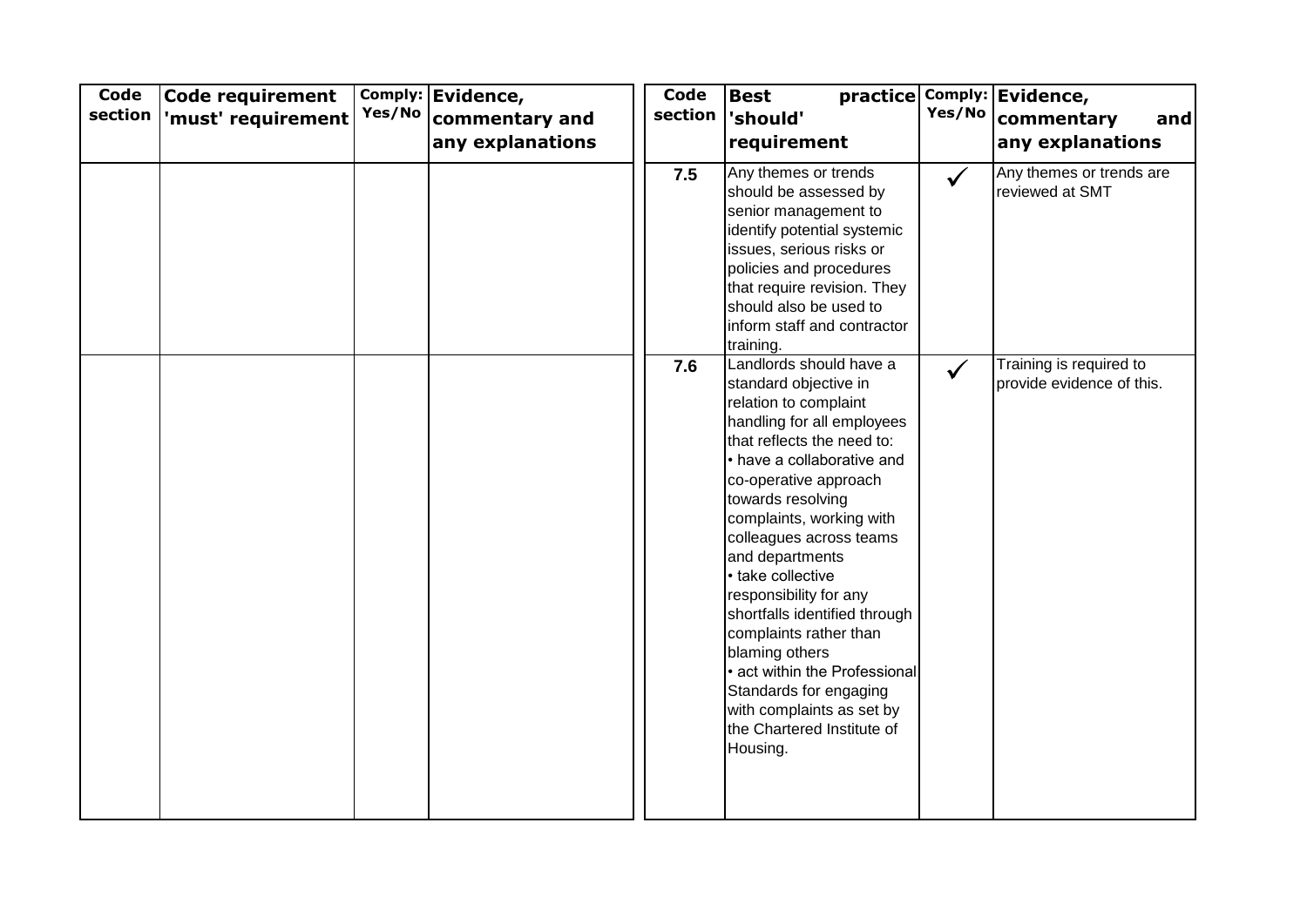| Code section | Code requirement 'must' requirement | Comply: Yes/No | Evidence, commentary and any explanations | Code section | Best practice 'should' requirement | Comply: Yes/No | Evidence, commentary and any explanations |
|---|---|---|---|---|---|---|---|
| | | | | **7.5** | Any themes or trends should be assessed by senior management to identify potential systemic issues, serious risks or policies and procedures that require revision. They should also be used to inform staff and contractor training. | ✓ | Any themes or trends are reviewed at SMT |
| | | | | **7.6** | Landlords should have a standard objective in relation to complaint handling for all employees that reflects the need to:<br>• have a collaborative and co-operative approach towards resolving complaints, working with colleagues across teams and departments<br>• take collective responsibility for any shortfalls identified through complaints rather than blaming others<br>• act within the Professional Standards for engaging with complaints as set by the Chartered Institute of Housing. | ✓ | Training is required to provide evidence of this. |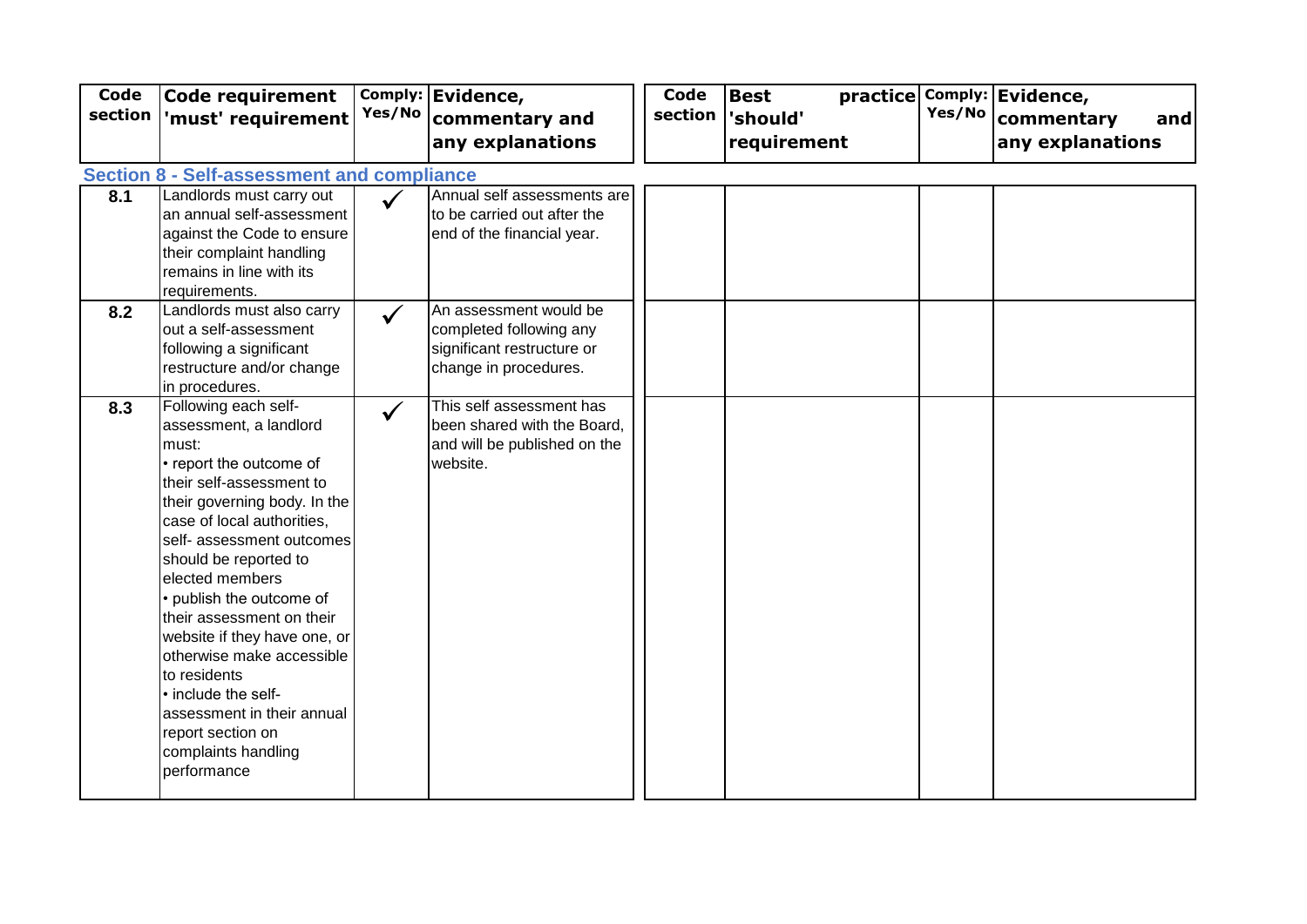| Code section | Code requirement 'must' requirement | Comply: Yes/No | Evidence, commentary and any explanations | Code section | Best practice 'should' requirement | Comply: Yes/No | Evidence, commentary and any explanations |
|---|---|---|---|---|---|---|---|
| **Section 8 - Self-assessment and compliance** | | | | | | | |
| **8.1** | Landlords must carry out an annual self-assessment against the Code to ensure their complaint handling remains in line with its requirements. | ✓ | Annual self assessments are to be carried out after the end of the financial year. | | | | |
| **8.2** | Landlords must also carry out a self-assessment following a significant restructure and/or change in procedures. | ✓ | An assessment would be completed following any significant restructure or change in procedures. | | | | |
| **8.3** | Following each self-assessment, a landlord must:<br>• report the outcome of their self-assessment to their governing body. In the case of local authorities, self- assessment outcomes should be reported to elected members<br>• publish the outcome of their assessment on their website if they have one, or otherwise make accessible to residents<br>• include the self-assessment in their annual report section on complaints handling performance | ✓ | This self assessment has been shared with the Board, and will be published on the website. | | | | |